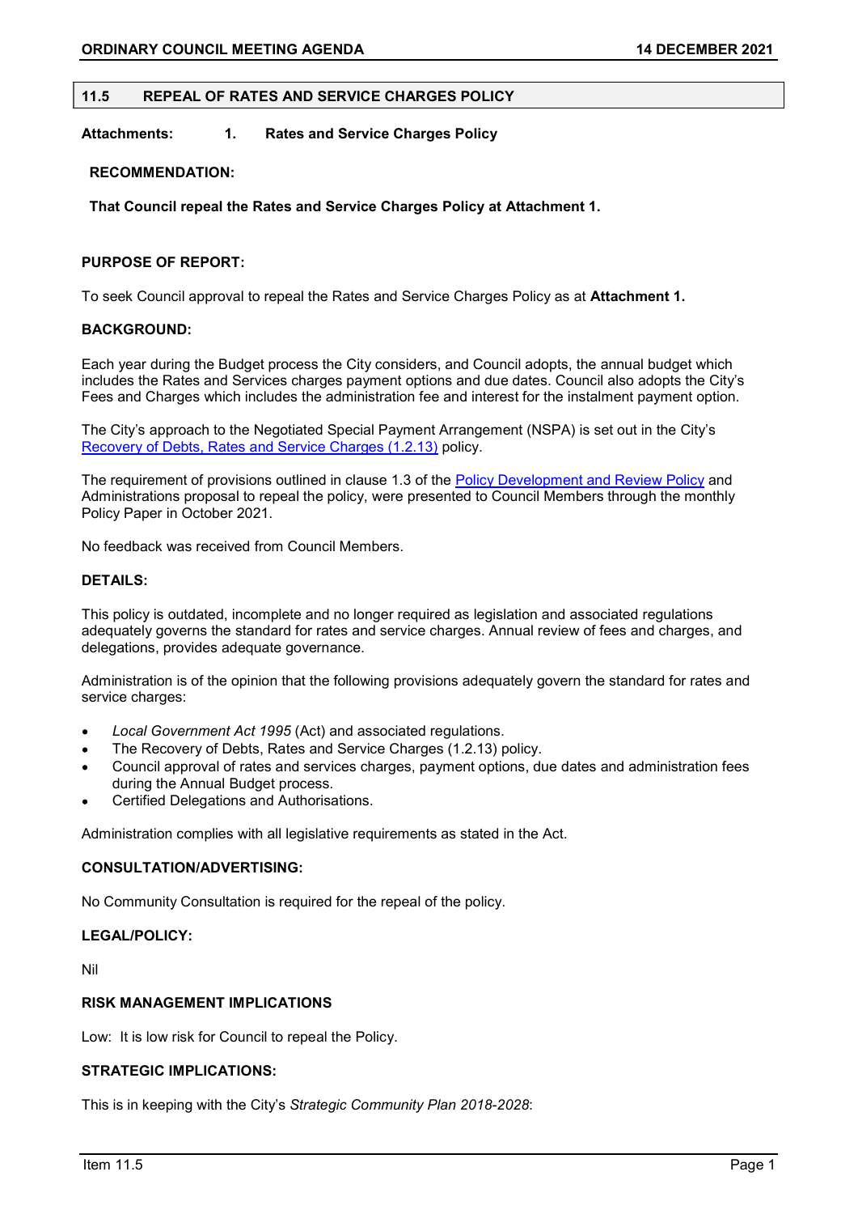## 11.5 REPEAL OF RATES AND SERVICE CHARGES POLICY

**Attachments: 1. Rates and Service Charges Policy**

**RECOMMENDATION:**

**That Council repeal the Rates and Service Charges Policy at Attachment 1.**

**PURPOSE OF REPORT:**

To seek Council approval to repeal the Rates and Service Charges Policy as at **Attachment 1.**

**BACKGROUND:**

Each year during the Budget process the City considers, and Council adopts, the annual budget which includes the Rates and Services charges payment options and due dates. Council also adopts the City's Fees and Charges which includes the administration fee and interest for the instalment payment option.

The City's approach to the Negotiated Special Payment Arrangement (NSPA) is set out in the City's Recovery of Debts, Rates and Service Charges (1.2.13) policy.

The requirement of provisions outlined in clause 1.3 of the Policy Development and Review Policy and Administrations proposal to repeal the policy, were presented to Council Members through the monthly Policy Paper in October 2021.

No feedback was received from Council Members.

**DETAILS:**

This policy is outdated, incomplete and no longer required as legislation and associated regulations adequately governs the standard for rates and service charges. Annual review of fees and charges, and delegations, provides adequate governance.

Administration is of the opinion that the following provisions adequately govern the standard for rates and service charges:

- *Local Government Act 1995* (Act) and associated regulations.
- The Recovery of Debts, Rates and Service Charges (1.2.13) policy.
- Council approval of rates and services charges, payment options, due dates and administration fees during the Annual Budget process.
- Certified Delegations and Authorisations.

Administration complies with all legislative requirements as stated in the Act.

**CONSULTATION/ADVERTISING:**

No Community Consultation is required for the repeal of the policy.

**LEGAL/POLICY:**

Nil

**RISK MANAGEMENT IMPLICATIONS**

Low: It is low risk for Council to repeal the Policy.

**STRATEGIC IMPLICATIONS:**

This is in keeping with the City's *Strategic Community Plan 2018-2028*: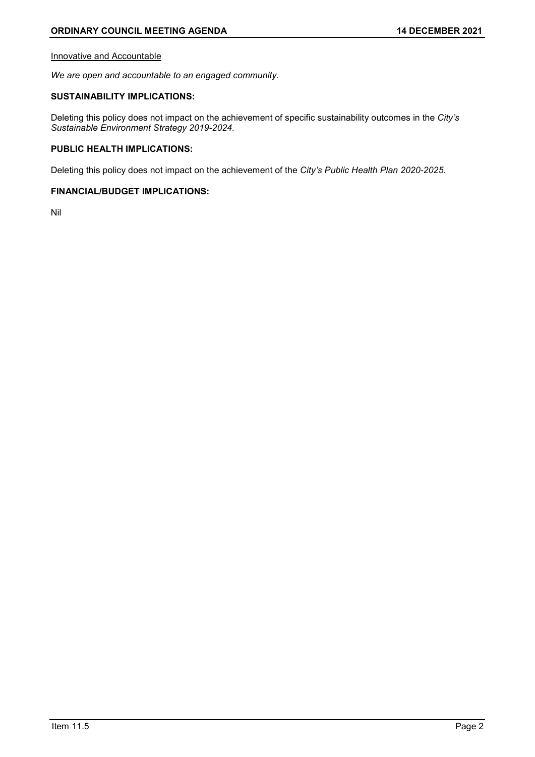<u>Innovative and Accountable</u>

*We are open and accountable to an engaged community.*

**SUSTAINABILITY IMPLICATIONS:**

Deleting this policy does not impact on the achievement of specific sustainability outcomes in the *City's Sustainable Environment Strategy 2019-2024.*

**PUBLIC HEALTH IMPLICATIONS:**

Deleting this policy does not impact on the achievement of the *City's Public Health Plan 2020-2025.*

**FINANCIAL/BUDGET IMPLICATIONS:**

Nil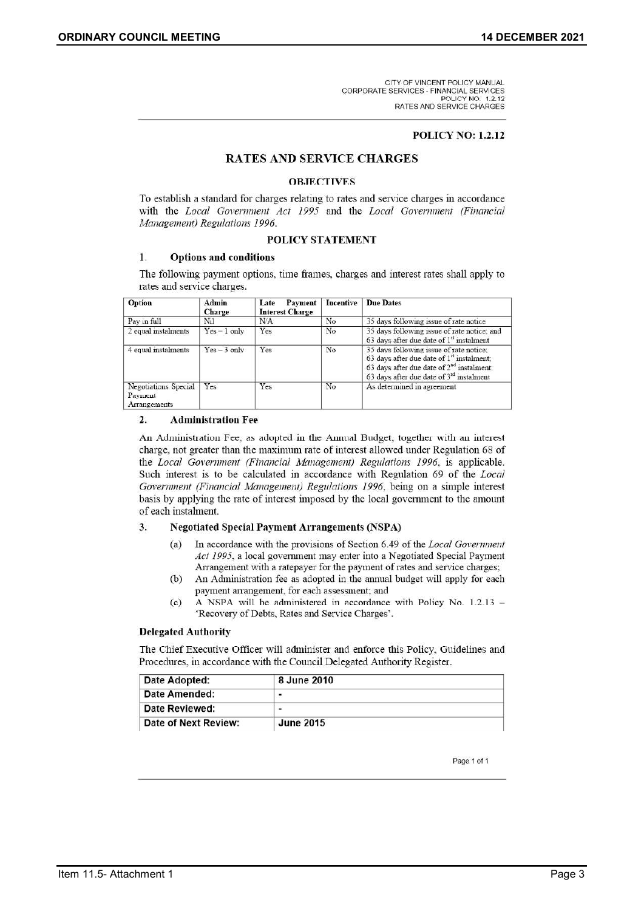CITY OF VINCENT POLICY MANUAL
CORPORATE SERVICES - FINANCIAL SERVICES
POLICY NO: 1.2.12
RATES AND SERVICE CHARGES

**POLICY NO: 1.2.12**

# RATES AND SERVICE CHARGES

### OBJECTIVES

To establish a standard for charges relating to rates and service charges in accordance with the *Local Government Act 1995* and the *Local Government (Financial Management) Regulations 1996*.

### POLICY STATEMENT

#### 1. Options and conditions

The following payment options, time frames, charges and interest rates shall apply to rates and service charges.

| Option | Admin Charge | Late Payment Interest Charge | Incentive | Due Dates |
|---|---|---|---|---|
| Pay in full | Nil | N/A | No | 35 days following issue of rate notice |
| 2 equal instalments | Yes – 1 only | Yes | No | 35 days following issue of rate notice; and 63 days after due date of 1st instalment |
| 4 equal instalments | Yes – 3 only | Yes | No | 35 days following issue of rate notice; 63 days after due date of 1st instalment; 63 days after due date of 2nd instalment; 63 days after due date of 3rd instalment |
| Negotiations Special Payment Arrangements | Yes | Yes | No | As determined in agreement |

#### 2. Administration Fee

An Administration Fee, as adopted in the Annual Budget, together with an interest charge, not greater than the maximum rate of interest allowed under Regulation 68 of the *Local Government (Financial Management) Regulations 1996*, is applicable. Such interest is to be calculated in accordance with Regulation 69 of the *Local Government (Financial Management) Regulations 1996*, being on a simple interest basis by applying the rate of interest imposed by the local government to the amount of each instalment.

#### 3. Negotiated Special Payment Arrangements (NSPA)

(a) In accordance with the provisions of Section 6.49 of the *Local Government Act 1995*, a local government may enter into a Negotiated Special Payment Arrangement with a ratepayer for the payment of rates and service charges;

(b) An Administration fee as adopted in the annual budget will apply for each payment arrangement, for each assessment; and

(c) A NSPA will be administered in accordance with Policy No. 1.2.13 – 'Recovery of Debts, Rates and Service Charges'.

#### Delegated Authority

The Chief Executive Officer will administer and enforce this Policy, Guidelines and Procedures, in accordance with the Council Delegated Authority Register.

| | |
|---|---|
| **Date Adopted:** | **8 June 2010** |
| **Date Amended:** | - |
| **Date Reviewed:** | - |
| **Date of Next Review:** | **June 2015** |